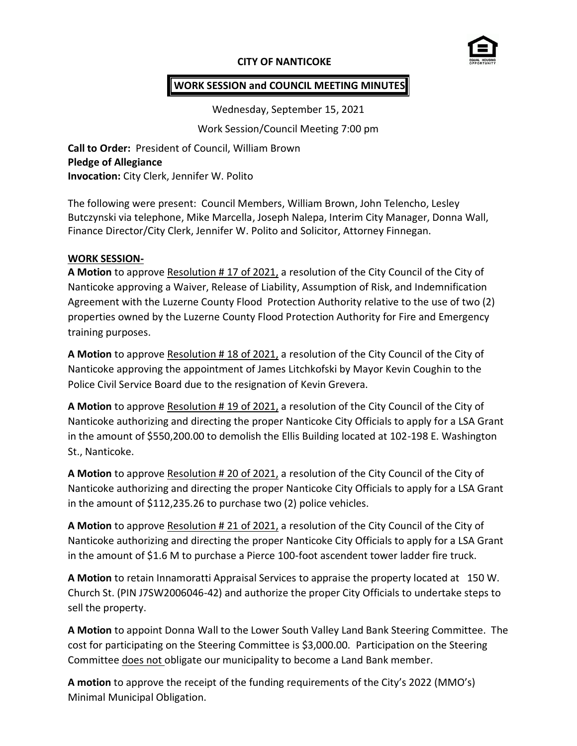# CITY OF NANTICOKE

## WORK SESSION and COUNCIL MEETING MINUTES

Wednesday, September 15, 2021

Work Session/Council Meeting 7:00 pm

**Call to Order:** President of Council, William Brown
**Pledge of Allegiance**
**Invocation:** City Clerk, Jennifer W. Polito

The following were present: Council Members, William Brown, John Telencho, Lesley Butczynski via telephone, Mike Marcella, Joseph Nalepa, Interim City Manager, Donna Wall, Finance Director/City Clerk, Jennifer W. Polito and Solicitor, Attorney Finnegan.

### WORK SESSION-

**A Motion** to approve Resolution # 17 of 2021, a resolution of the City Council of the City of Nanticoke approving a Waiver, Release of Liability, Assumption of Risk, and Indemnification Agreement with the Luzerne County Flood Protection Authority relative to the use of two (2) properties owned by the Luzerne County Flood Protection Authority for Fire and Emergency training purposes.

**A Motion** to approve Resolution # 18 of 2021, a resolution of the City Council of the City of Nanticoke approving the appointment of James Litchkofski by Mayor Kevin Coughin to the Police Civil Service Board due to the resignation of Kevin Grevera.

**A Motion** to approve Resolution # 19 of 2021, a resolution of the City Council of the City of Nanticoke authorizing and directing the proper Nanticoke City Officials to apply for a LSA Grant in the amount of $550,200.00 to demolish the Ellis Building located at 102-198 E. Washington St., Nanticoke.

**A Motion** to approve Resolution # 20 of 2021, a resolution of the City Council of the City of Nanticoke authorizing and directing the proper Nanticoke City Officials to apply for a LSA Grant in the amount of $112,235.26 to purchase two (2) police vehicles.

**A Motion** to approve Resolution # 21 of 2021, a resolution of the City Council of the City of Nanticoke authorizing and directing the proper Nanticoke City Officials to apply for a LSA Grant in the amount of $1.6 M to purchase a Pierce 100-foot ascendent tower ladder fire truck.

**A Motion** to retain Innamoratti Appraisal Services to appraise the property located at 150 W. Church St. (PIN J7SW2006046-42) and authorize the proper City Officials to undertake steps to sell the property.

**A Motion** to appoint Donna Wall to the Lower South Valley Land Bank Steering Committee. The cost for participating on the Steering Committee is $3,000.00. Participation on the Steering Committee does not obligate our municipality to become a Land Bank member.

**A motion** to approve the receipt of the funding requirements of the City's 2022 (MMO's) Minimal Municipal Obligation.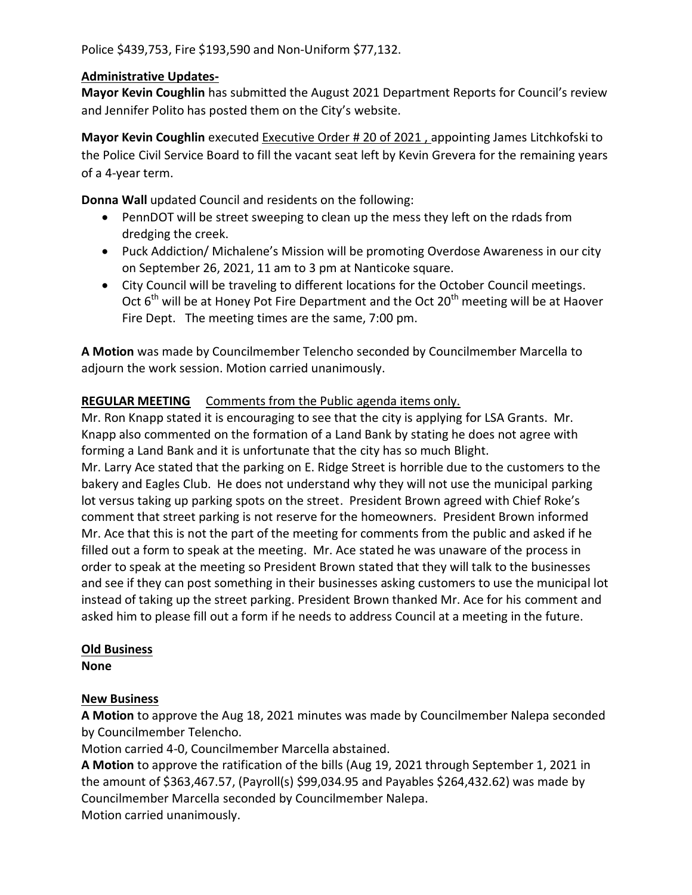Police $439,753, Fire $193,590 and Non-Uniform $77,132.

**Administrative Updates-**

**Mayor Kevin Coughlin** has submitted the August 2021 Department Reports for Council's review and Jennifer Polito has posted them on the City's website.

**Mayor Kevin Coughlin** executed Executive Order # 20 of 2021 , appointing James Litchkofski to the Police Civil Service Board to fill the vacant seat left by Kevin Grevera for the remaining years of a 4-year term.

**Donna Wall** updated Council and residents on the following:

- PennDOT will be street sweeping to clean up the mess they left on the rdads from dredging the creek.
- Puck Addiction/ Michalene's Mission will be promoting Overdose Awareness in our city on September 26, 2021, 11 am to 3 pm at Nanticoke square.
- City Council will be traveling to different locations for the October Council meetings. Oct 6th will be at Honey Pot Fire Department and the Oct 20th meeting will be at Haover Fire Dept. The meeting times are the same, 7:00 pm.

**A Motion** was made by Councilmember Telencho seconded by Councilmember Marcella to adjourn the work session. Motion carried unanimously.

**REGULAR MEETING** Comments from the Public agenda items only.

Mr. Ron Knapp stated it is encouraging to see that the city is applying for LSA Grants. Mr. Knapp also commented on the formation of a Land Bank by stating he does not agree with forming a Land Bank and it is unfortunate that the city has so much Blight.
Mr. Larry Ace stated that the parking on E. Ridge Street is horrible due to the customers to the bakery and Eagles Club. He does not understand why they will not use the municipal parking lot versus taking up parking spots on the street. President Brown agreed with Chief Roke's comment that street parking is not reserve for the homeowners. President Brown informed Mr. Ace that this is not the part of the meeting for comments from the public and asked if he filled out a form to speak at the meeting. Mr. Ace stated he was unaware of the process in order to speak at the meeting so President Brown stated that they will talk to the businesses and see if they can post something in their businesses asking customers to use the municipal lot instead of taking up the street parking. President Brown thanked Mr. Ace for his comment and asked him to please fill out a form if he needs to address Council at a meeting in the future.

**Old Business**

**None**

**New Business**

**A Motion** to approve the Aug 18, 2021 minutes was made by Councilmember Nalepa seconded by Councilmember Telencho.
Motion carried 4-0, Councilmember Marcella abstained.
**A Motion** to approve the ratification of the bills (Aug 19, 2021 through September 1, 2021 in the amount of $363,467.57, (Payroll(s) $99,034.95 and Payables $264,432.62) was made by Councilmember Marcella seconded by Councilmember Nalepa.
Motion carried unanimously.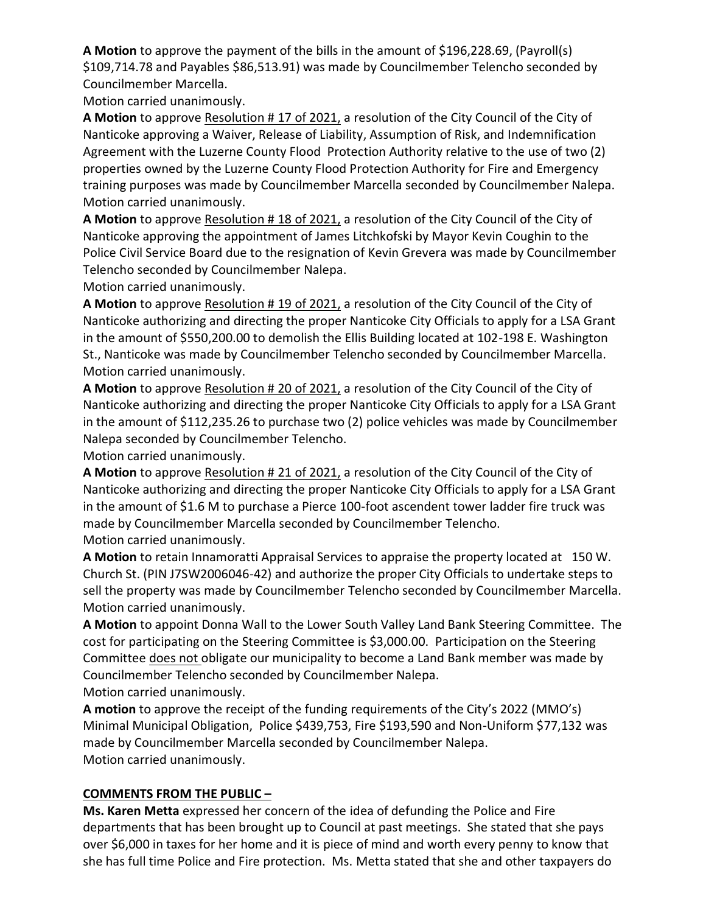**A Motion** to approve the payment of the bills in the amount of $196,228.69, (Payroll(s) $109,714.78 and Payables $86,513.91) was made by Councilmember Telencho seconded by Councilmember Marcella.
Motion carried unanimously.

**A Motion** to approve Resolution # 17 of 2021, a resolution of the City Council of the City of Nanticoke approving a Waiver, Release of Liability, Assumption of Risk, and Indemnification Agreement with the Luzerne County Flood Protection Authority relative to the use of two (2) properties owned by the Luzerne County Flood Protection Authority for Fire and Emergency training purposes was made by Councilmember Marcella seconded by Councilmember Nalepa.
Motion carried unanimously.

**A Motion** to approve Resolution # 18 of 2021, a resolution of the City Council of the City of Nanticoke approving the appointment of James Litchkofski by Mayor Kevin Coughin to the Police Civil Service Board due to the resignation of Kevin Grevera was made by Councilmember Telencho seconded by Councilmember Nalepa.
Motion carried unanimously.

**A Motion** to approve Resolution # 19 of 2021, a resolution of the City Council of the City of Nanticoke authorizing and directing the proper Nanticoke City Officials to apply for a LSA Grant in the amount of $550,200.00 to demolish the Ellis Building located at 102-198 E. Washington St., Nanticoke was made by Councilmember Telencho seconded by Councilmember Marcella.
Motion carried unanimously.

**A Motion** to approve Resolution # 20 of 2021, a resolution of the City Council of the City of Nanticoke authorizing and directing the proper Nanticoke City Officials to apply for a LSA Grant in the amount of $112,235.26 to purchase two (2) police vehicles was made by Councilmember Nalepa seconded by Councilmember Telencho.
Motion carried unanimously.

**A Motion** to approve Resolution # 21 of 2021, a resolution of the City Council of the City of Nanticoke authorizing and directing the proper Nanticoke City Officials to apply for a LSA Grant in the amount of $1.6 M to purchase a Pierce 100-foot ascendent tower ladder fire truck was made by Councilmember Marcella seconded by Councilmember Telencho.
Motion carried unanimously.

**A Motion** to retain Innamoratti Appraisal Services to appraise the property located at 150 W. Church St. (PIN J7SW2006046-42) and authorize the proper City Officials to undertake steps to sell the property was made by Councilmember Telencho seconded by Councilmember Marcella.
Motion carried unanimously.

**A Motion** to appoint Donna Wall to the Lower South Valley Land Bank Steering Committee. The cost for participating on the Steering Committee is $3,000.00. Participation on the Steering Committee does not obligate our municipality to become a Land Bank member was made by Councilmember Telencho seconded by Councilmember Nalepa.
Motion carried unanimously.

**A motion** to approve the receipt of the funding requirements of the City's 2022 (MMO's) Minimal Municipal Obligation, Police $439,753, Fire $193,590 and Non-Uniform $77,132 was made by Councilmember Marcella seconded by Councilmember Nalepa.
Motion carried unanimously.

## COMMENTS FROM THE PUBLIC –

**Ms. Karen Metta** expressed her concern of the idea of defunding the Police and Fire departments that has been brought up to Council at past meetings. She stated that she pays over $6,000 in taxes for her home and it is piece of mind and worth every penny to know that she has full time Police and Fire protection. Ms. Metta stated that she and other taxpayers do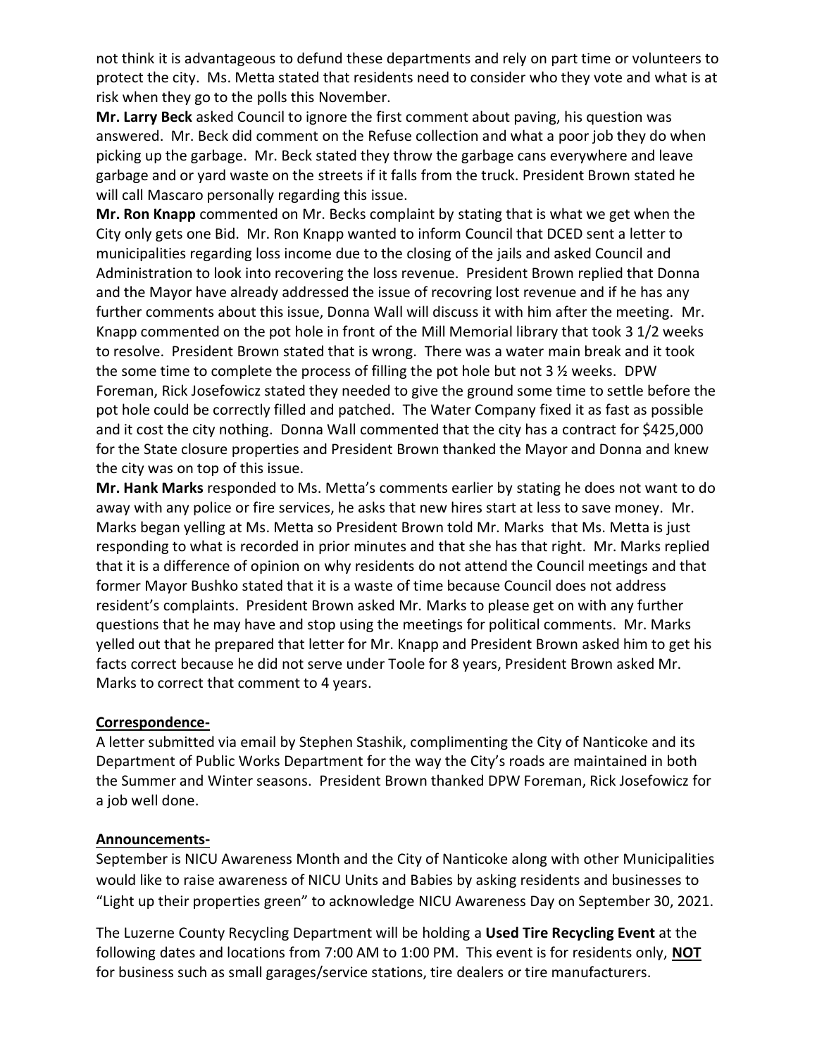not think it is advantageous to defund these departments and rely on part time or volunteers to protect the city. Ms. Metta stated that residents need to consider who they vote and what is at risk when they go to the polls this November.

**Mr. Larry Beck** asked Council to ignore the first comment about paving, his question was answered. Mr. Beck did comment on the Refuse collection and what a poor job they do when picking up the garbage. Mr. Beck stated they throw the garbage cans everywhere and leave garbage and or yard waste on the streets if it falls from the truck. President Brown stated he will call Mascaro personally regarding this issue.

**Mr. Ron Knapp** commented on Mr. Becks complaint by stating that is what we get when the City only gets one Bid. Mr. Ron Knapp wanted to inform Council that DCED sent a letter to municipalities regarding loss income due to the closing of the jails and asked Council and Administration to look into recovering the loss revenue. President Brown replied that Donna and the Mayor have already addressed the issue of recovring lost revenue and if he has any further comments about this issue, Donna Wall will discuss it with him after the meeting. Mr. Knapp commented on the pot hole in front of the Mill Memorial library that took 3 1/2 weeks to resolve. President Brown stated that is wrong. There was a water main break and it took the some time to complete the process of filling the pot hole but not 3 ½ weeks. DPW Foreman, Rick Josefowicz stated they needed to give the ground some time to settle before the pot hole could be correctly filled and patched. The Water Company fixed it as fast as possible and it cost the city nothing. Donna Wall commented that the city has a contract for $425,000 for the State closure properties and President Brown thanked the Mayor and Donna and knew the city was on top of this issue.

**Mr. Hank Marks** responded to Ms. Metta's comments earlier by stating he does not want to do away with any police or fire services, he asks that new hires start at less to save money. Mr. Marks began yelling at Ms. Metta so President Brown told Mr. Marks that Ms. Metta is just responding to what is recorded in prior minutes and that she has that right. Mr. Marks replied that it is a difference of opinion on why residents do not attend the Council meetings and that former Mayor Bushko stated that it is a waste of time because Council does not address resident's complaints. President Brown asked Mr. Marks to please get on with any further questions that he may have and stop using the meetings for political comments. Mr. Marks yelled out that he prepared that letter for Mr. Knapp and President Brown asked him to get his facts correct because he did not serve under Toole for 8 years, President Brown asked Mr. Marks to correct that comment to 4 years.

**Correspondence-**

A letter submitted via email by Stephen Stashik, complimenting the City of Nanticoke and its Department of Public Works Department for the way the City's roads are maintained in both the Summer and Winter seasons. President Brown thanked DPW Foreman, Rick Josefowicz for a job well done.

**Announcements-**

September is NICU Awareness Month and the City of Nanticoke along with other Municipalities would like to raise awareness of NICU Units and Babies by asking residents and businesses to "Light up their properties green" to acknowledge NICU Awareness Day on September 30, 2021.

The Luzerne County Recycling Department will be holding a **Used Tire Recycling Event** at the following dates and locations from 7:00 AM to 1:00 PM. This event is for residents only, **NOT** for business such as small garages/service stations, tire dealers or tire manufacturers.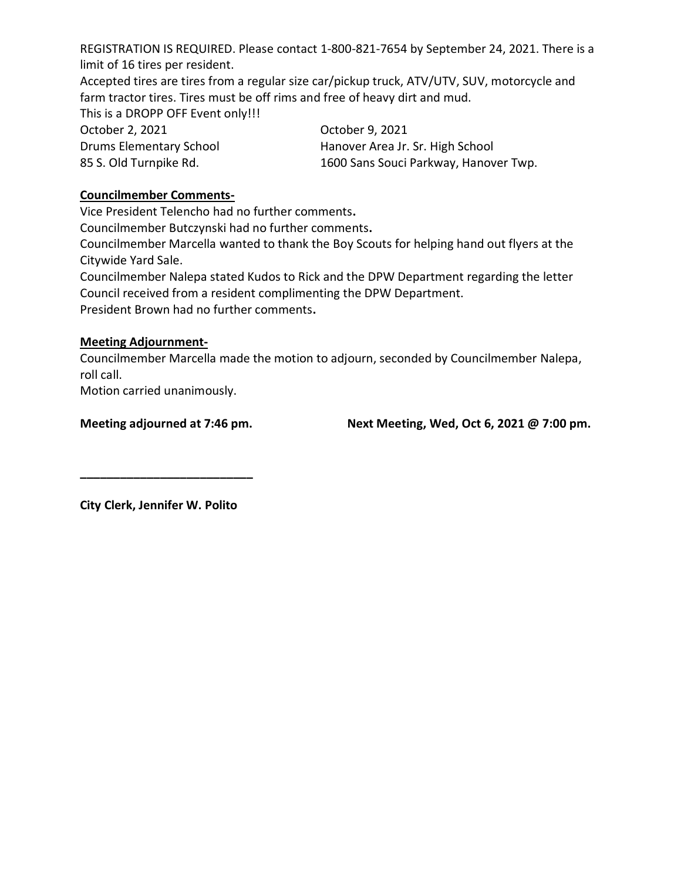REGISTRATION IS REQUIRED. Please contact 1-800-821-7654 by September 24, 2021. There is a limit of 16 tires per resident.

Accepted tires are tires from a regular size car/pickup truck, ATV/UTV, SUV, motorcycle and farm tractor tires. Tires must be off rims and free of heavy dirt and mud.

This is a DROPP OFF Event only!!!

| | |
|---|---|
| October 2, 2021 | October 9, 2021 |
| Drums Elementary School | Hanover Area Jr. Sr. High School |
| 85 S. Old Turnpike Rd. | 1600 Sans Souci Parkway, Hanover Twp. |

**Councilmember Comments-**

Vice President Telencho had no further comments**.**

Councilmember Butczynski had no further comments**.**

Councilmember Marcella wanted to thank the Boy Scouts for helping hand out flyers at the Citywide Yard Sale.

Councilmember Nalepa stated Kudos to Rick and the DPW Department regarding the letter Council received from a resident complimenting the DPW Department.

President Brown had no further comments**.**

**Meeting Adjournment-**

Councilmember Marcella made the motion to adjourn, seconded by Councilmember Nalepa, roll call.

Motion carried unanimously.

**Meeting adjourned at 7:46 pm.** **Next Meeting, Wed, Oct 6, 2021 @ 7:00 pm.**

\_\_\_\_\_\_\_\_\_\_\_\_\_\_\_\_\_\_\_\_\_\_\_\_\_\_

**City Clerk, Jennifer W. Polito**